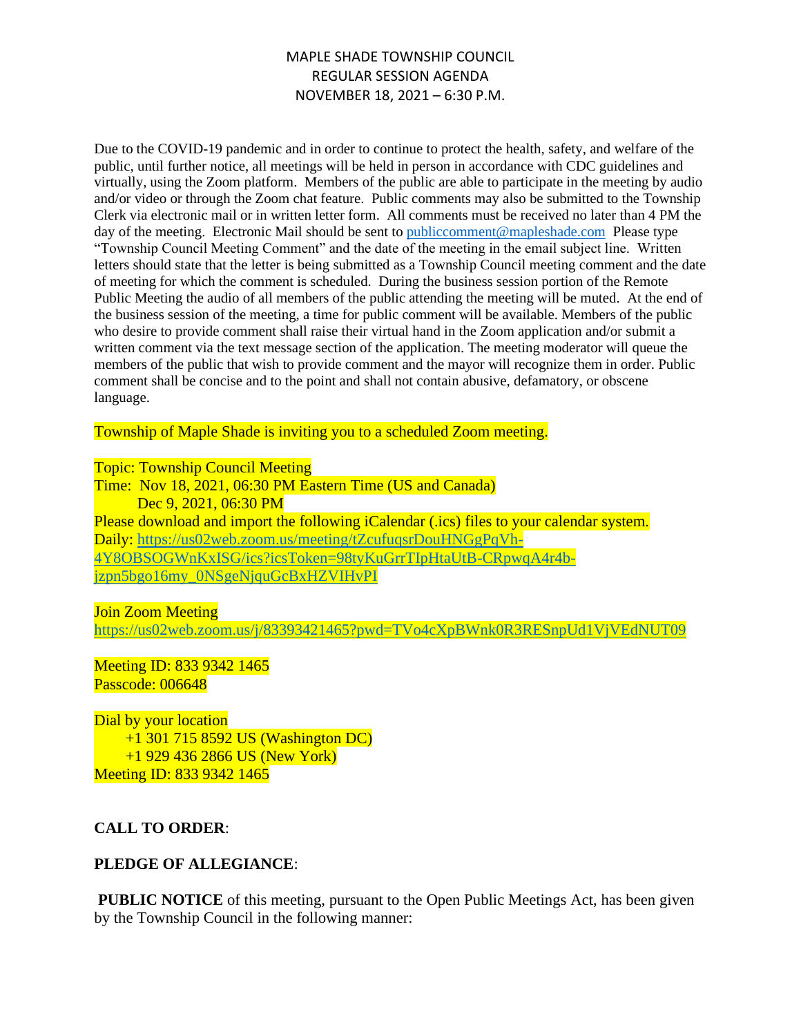# MAPLE SHADE TOWNSHIP COUNCIL
## REGULAR SESSION AGENDA
## NOVEMBER 18, 2021 – 6:30 P.M.

Due to the COVID-19 pandemic and in order to continue to protect the health, safety, and welfare of the public, until further notice, all meetings will be held in person in accordance with CDC guidelines and virtually, using the Zoom platform. Members of the public are able to participate in the meeting by audio and/or video or through the Zoom chat feature. Public comments may also be submitted to the Township Clerk via electronic mail or in written letter form. All comments must be received no later than 4 PM the day of the meeting. Electronic Mail should be sent to publiccomment@mapleshade.com Please type "Township Council Meeting Comment" and the date of the meeting in the email subject line. Written letters should state that the letter is being submitted as a Township Council meeting comment and the date of meeting for which the comment is scheduled. During the business session portion of the Remote Public Meeting the audio of all members of the public attending the meeting will be muted. At the end of the business session of the meeting, a time for public comment will be available. Members of the public who desire to provide comment shall raise their virtual hand in the Zoom application and/or submit a written comment via the text message section of the application. The meeting moderator will queue the members of the public that wish to provide comment and the mayor will recognize them in order. Public comment shall be concise and to the point and shall not contain abusive, defamatory, or obscene language.

Township of Maple Shade is inviting you to a scheduled Zoom meeting.

Topic: Township Council Meeting
Time: Nov 18, 2021, 06:30 PM Eastern Time (US and Canada)
Dec 9, 2021, 06:30 PM
Please download and import the following iCalendar (.ics) files to your calendar system.
Daily: https://us02web.zoom.us/meeting/tZcufuqsrDouHNGgPqVh-4Y8OBSOGWnKxISG/ics?icsToken=98tyKuGrrTIpHtaUtB-CRpwqA4r4b-jzpn5bgo16my_0NSgeNjquGcBxHZVIHvPI

Join Zoom Meeting
https://us02web.zoom.us/j/83393421465?pwd=TVo4cXpBWnk0R3RESnpUd1VjVEdNUT09

Meeting ID: 833 9342 1465
Passcode: 006648

Dial by your location
+1 301 715 8592 US (Washington DC)
+1 929 436 2866 US (New York)
Meeting ID: 833 9342 1465

**CALL TO ORDER**:

**PLEDGE OF ALLEGIANCE**:

**PUBLIC NOTICE** of this meeting, pursuant to the Open Public Meetings Act, has been given by the Township Council in the following manner: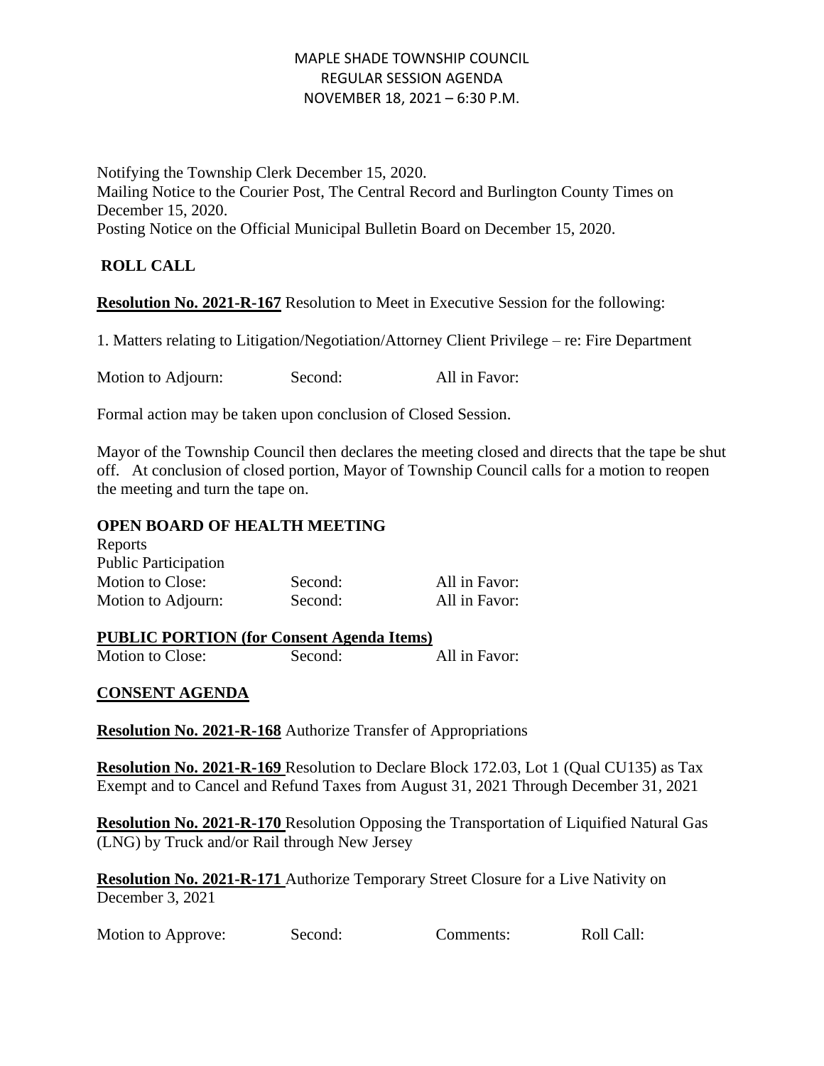MAPLE SHADE TOWNSHIP COUNCIL
REGULAR SESSION AGENDA
NOVEMBER 18, 2021 – 6:30 P.M.

Notifying the Township Clerk December 15, 2020.
Mailing Notice to the Courier Post, The Central Record and Burlington County Times on December 15, 2020.
Posting Notice on the Official Municipal Bulletin Board on December 15, 2020.

**ROLL CALL**

**Resolution No. 2021-R-167** Resolution to Meet in Executive Session for the following:

1. Matters relating to Litigation/Negotiation/Attorney Client Privilege – re: Fire Department

Motion to Adjourn: Second: All in Favor:

Formal action may be taken upon conclusion of Closed Session.

Mayor of the Township Council then declares the meeting closed and directs that the tape be shut off. At conclusion of closed portion, Mayor of Township Council calls for a motion to reopen the meeting and turn the tape on.

**OPEN BOARD OF HEALTH MEETING**

Reports
Public Participation
Motion to Close: Second: All in Favor:
Motion to Adjourn: Second: All in Favor:

**PUBLIC PORTION (for Consent Agenda Items)**

Motion to Close: Second: All in Favor:

**CONSENT AGENDA**

**Resolution No. 2021-R-168** Authorize Transfer of Appropriations

**Resolution No. 2021-R-169** Resolution to Declare Block 172.03, Lot 1 (Qual CU135) as Tax Exempt and to Cancel and Refund Taxes from August 31, 2021 Through December 31, 2021

**Resolution No. 2021-R-170** Resolution Opposing the Transportation of Liquified Natural Gas (LNG) by Truck and/or Rail through New Jersey

**Resolution No. 2021-R-171** Authorize Temporary Street Closure for a Live Nativity on December 3, 2021

Motion to Approve: Second: Comments: Roll Call: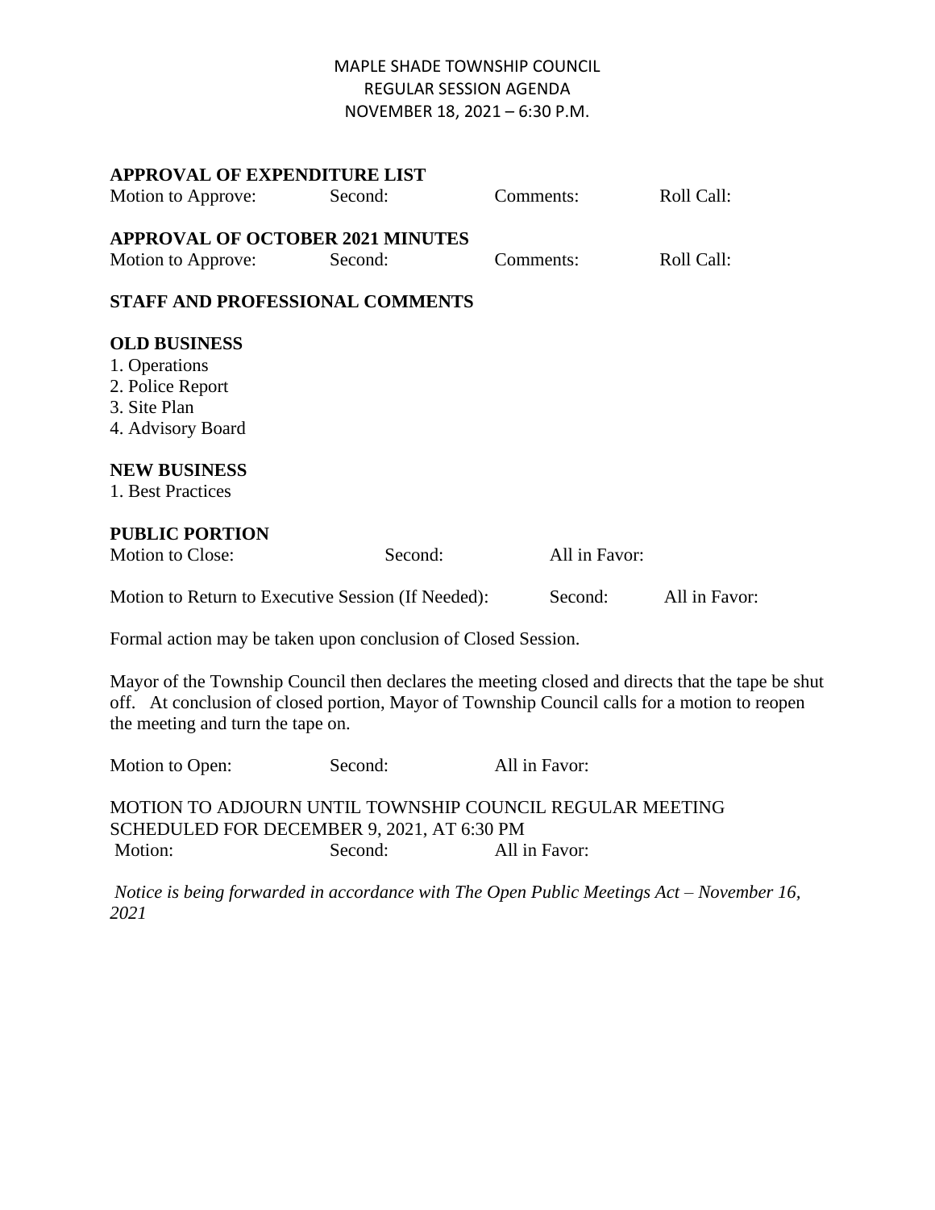MAPLE SHADE TOWNSHIP COUNCIL
REGULAR SESSION AGENDA
NOVEMBER 18, 2021 – 6:30 P.M.

**APPROVAL OF EXPENDITURE LIST**

Motion to Approve: Second: Comments: Roll Call:

**APPROVAL OF OCTOBER 2021 MINUTES**

Motion to Approve: Second: Comments: Roll Call:

**STAFF AND PROFESSIONAL COMMENTS**

**OLD BUSINESS**

1. Operations
2. Police Report
3. Site Plan
4. Advisory Board

**NEW BUSINESS**

1. Best Practices

**PUBLIC PORTION**

Motion to Close: Second: All in Favor:

Motion to Return to Executive Session (If Needed): Second: All in Favor:

Formal action may be taken upon conclusion of Closed Session.

Mayor of the Township Council then declares the meeting closed and directs that the tape be shut off. At conclusion of closed portion, Mayor of Township Council calls for a motion to reopen the meeting and turn the tape on.

Motion to Open: Second: All in Favor:

MOTION TO ADJOURN UNTIL TOWNSHIP COUNCIL REGULAR MEETING SCHEDULED FOR DECEMBER 9, 2021, AT 6:30 PM

Motion: Second: All in Favor:

*Notice is being forwarded in accordance with The Open Public Meetings Act – November 16, 2021*